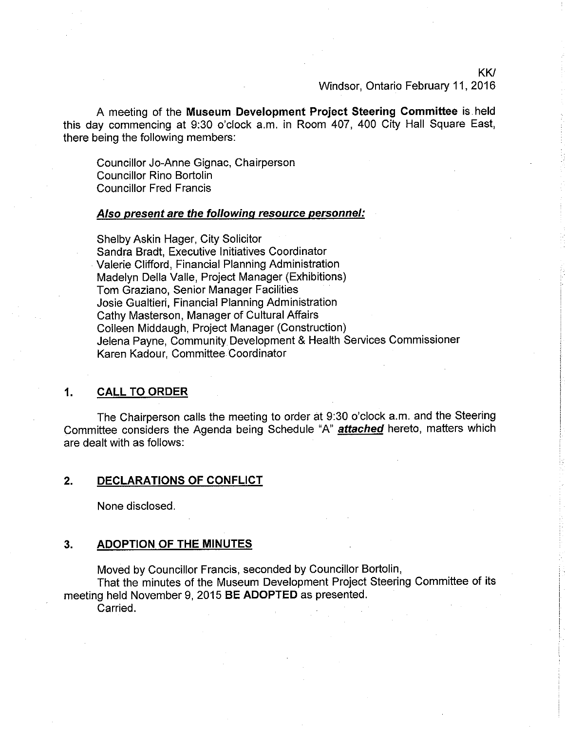KK/
Windsor, Ontario February 11, 2016

A meeting of the **Museum Development Project Steering Committee** is held this day commencing at 9:30 o'clock a.m. in Room 407, 400 City Hall Square East, there being the following members:

Councillor Jo-Anne Gignac, Chairperson
Councillor Rino Bortolin
Councillor Fred Francis

***Also present are the following resource personnel:***

Shelby Askin Hager, City Solicitor
Sandra Bradt, Executive Initiatives Coordinator
Valerie Clifford, Financial Planning Administration
Madelyn Della Valle, Project Manager (Exhibitions)
Tom Graziano, Senior Manager Facilities
Josie Gualtieri, Financial Planning Administration
Cathy Masterson, Manager of Cultural Affairs
Colleen Middaugh, Project Manager (Construction)
Jelena Payne, Community Development & Health Services Commissioner
Karen Kadour, Committee Coordinator

## 1. CALL TO ORDER

The Chairperson calls the meeting to order at 9:30 o'clock a.m. and the Steering Committee considers the Agenda being Schedule "A" ***attached*** hereto, matters which are dealt with as follows:

## 2. DECLARATIONS OF CONFLICT

None disclosed.

## 3. ADOPTION OF THE MINUTES

Moved by Councillor Francis, seconded by Councillor Bortolin,
That the minutes of the Museum Development Project Steering Committee of its meeting held November 9, 2015 **BE ADOPTED** as presented.
Carried.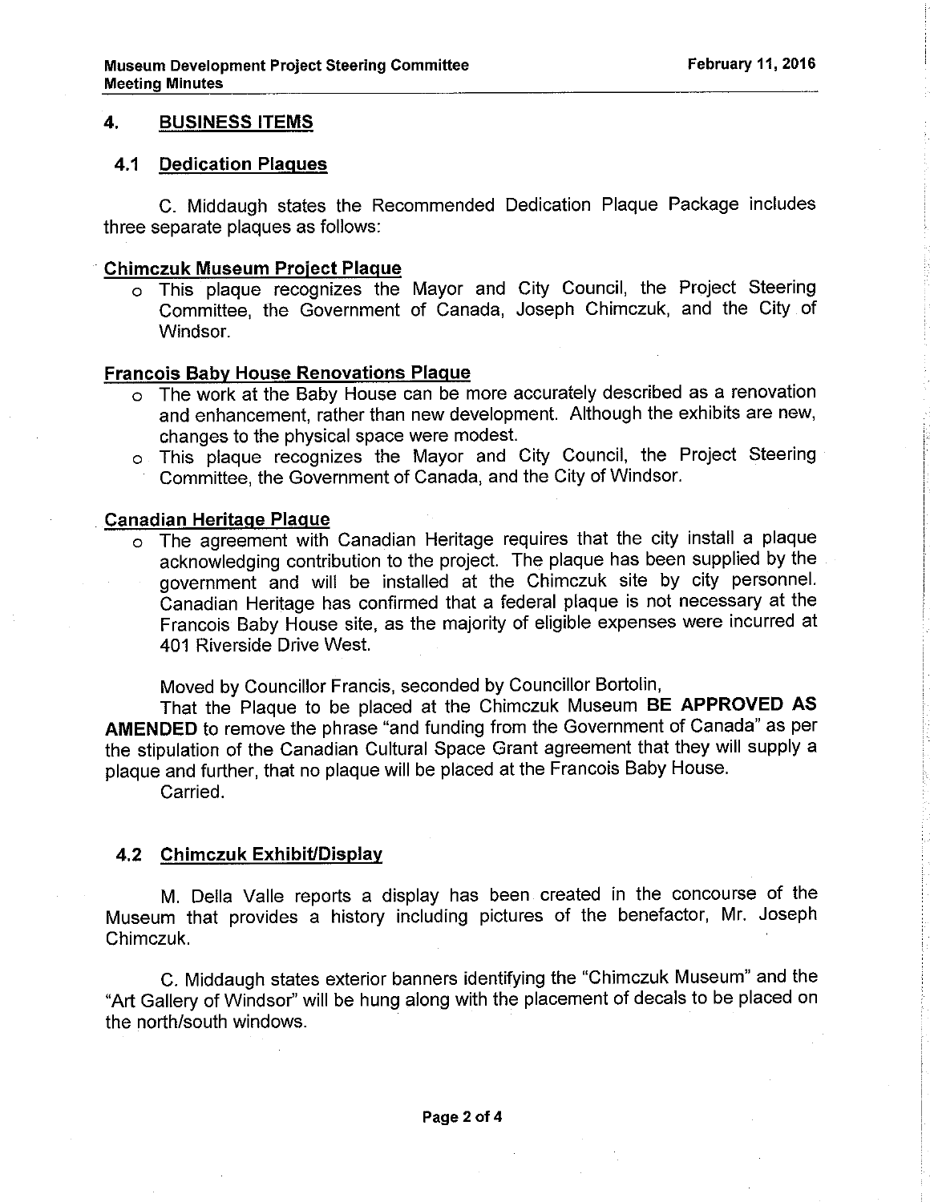## 4. BUSINESS ITEMS

### 4.1 Dedication Plaques

C. Middaugh states the Recommended Dedication Plaque Package includes three separate plaques as follows:

**Chimczuk Museum Project Plaque**

- This plaque recognizes the Mayor and City Council, the Project Steering Committee, the Government of Canada, Joseph Chimczuk, and the City of Windsor.

**Francois Baby House Renovations Plaque**

- The work at the Baby House can be more accurately described as a renovation and enhancement, rather than new development. Although the exhibits are new, changes to the physical space were modest.
- This plaque recognizes the Mayor and City Council, the Project Steering Committee, the Government of Canada, and the City of Windsor.

**Canadian Heritage Plaque**

- The agreement with Canadian Heritage requires that the city install a plaque acknowledging contribution to the project. The plaque has been supplied by the government and will be installed at the Chimczuk site by city personnel. Canadian Heritage has confirmed that a federal plaque is not necessary at the Francois Baby House site, as the majority of eligible expenses were incurred at 401 Riverside Drive West.

Moved by Councillor Francis, seconded by Councillor Bortolin,

That the Plaque to be placed at the Chimczuk Museum **BE APPROVED AS AMENDED** to remove the phrase "and funding from the Government of Canada" as per the stipulation of the Canadian Cultural Space Grant agreement that they will supply a plaque and further, that no plaque will be placed at the Francois Baby House.

Carried.

### 4.2 Chimczuk Exhibit/Display

M. Della Valle reports a display has been created in the concourse of the Museum that provides a history including pictures of the benefactor, Mr. Joseph Chimczuk.

C. Middaugh states exterior banners identifying the "Chimczuk Museum" and the "Art Gallery of Windsor" will be hung along with the placement of decals to be placed on the north/south windows.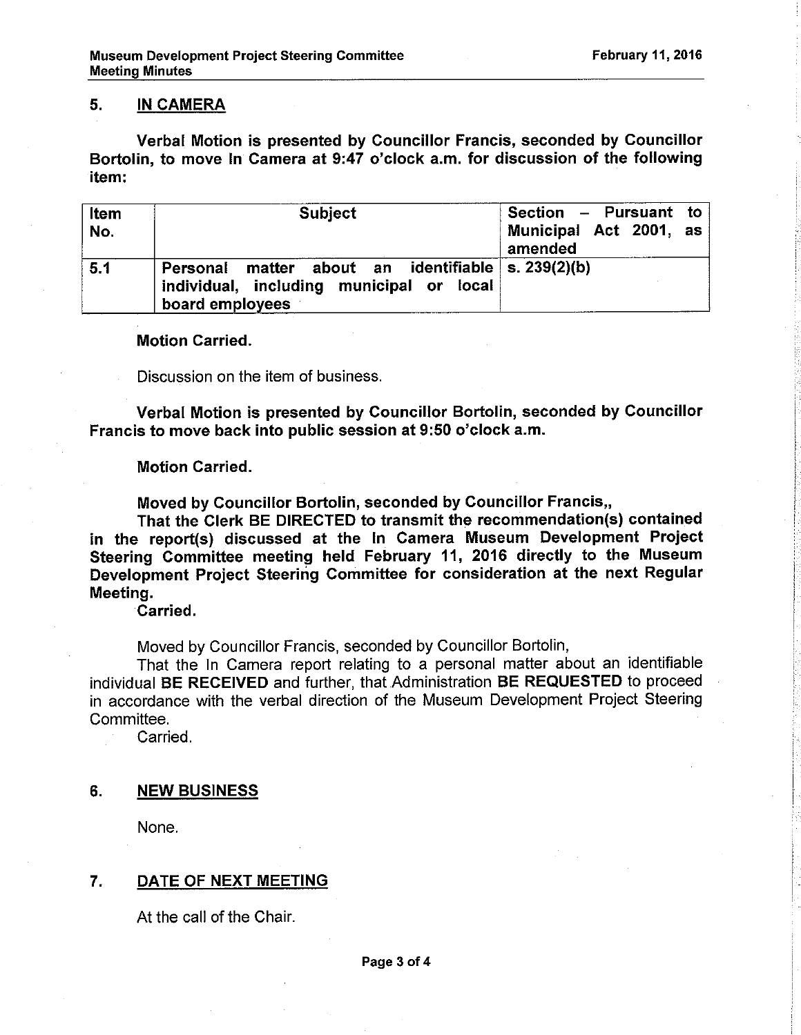## 5. IN CAMERA

**Verbal Motion is presented by Councillor Francis, seconded by Councillor Bortolin, to move In Camera at 9:47 o'clock a.m. for discussion of the following item:**

| Item No. | Subject | Section – Pursuant to Municipal Act 2001, as amended |
|---|---|---|
| 5.1 | Personal matter about an identifiable individual, including municipal or local board employees | s. 239(2)(b) |

**Motion Carried.**

Discussion on the item of business.

**Verbal Motion is presented by Councillor Bortolin, seconded by Councillor Francis to move back into public session at 9:50 o'clock a.m.**

**Motion Carried.**

**Moved by Councillor Bortolin, seconded by Councillor Francis,,**

**That the Clerk BE DIRECTED to transmit the recommendation(s) contained in the report(s) discussed at the In Camera Museum Development Project Steering Committee meeting held February 11, 2016 directly to the Museum Development Project Steering Committee for consideration at the next Regular Meeting.**

**Carried.**

Moved by Councillor Francis, seconded by Councillor Bortolin,

That the In Camera report relating to a personal matter about an identifiable individual **BE RECEIVED** and further, that Administration **BE REQUESTED** to proceed in accordance with the verbal direction of the Museum Development Project Steering Committee.

Carried.

## 6. NEW BUSINESS

None.

## 7. DATE OF NEXT MEETING

At the call of the Chair.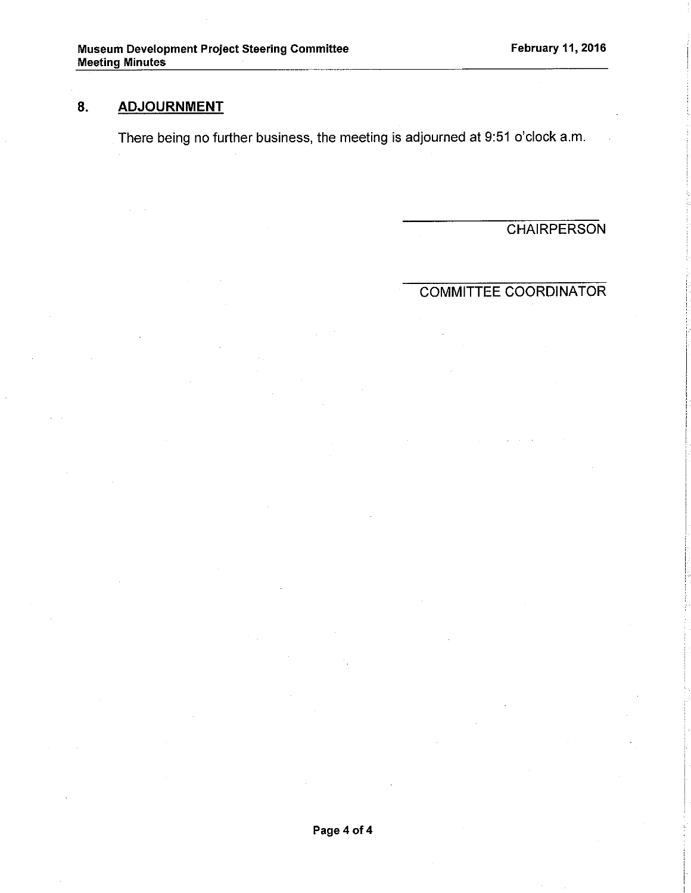## 8. ADJOURNMENT

There being no further business, the meeting is adjourned at 9:51 o'clock a.m.

\_\_\_\_\_\_\_\_\_\_\_\_\_\_\_\_\_\_\_\_\_\_\_\_\_\_\_\_
CHAIRPERSON

\_\_\_\_\_\_\_\_\_\_\_\_\_\_\_\_\_\_\_\_\_\_\_\_\_\_\_\_
COMMITTEE COORDINATOR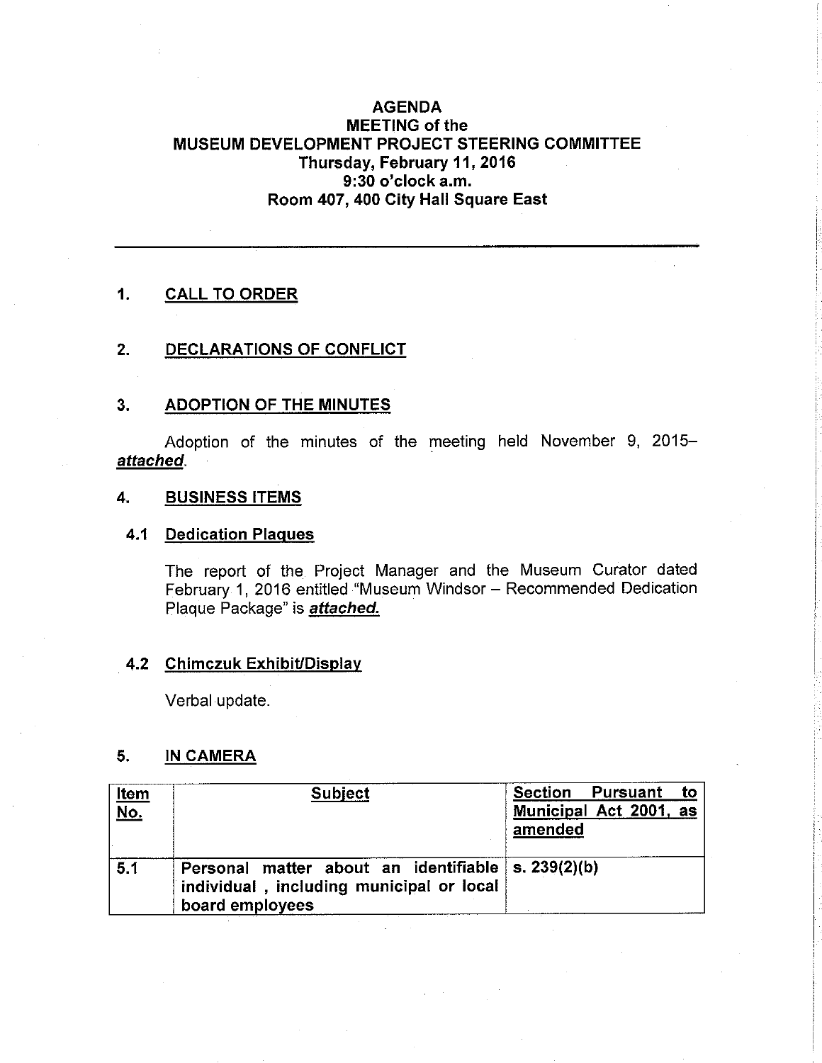**AGENDA**
**MEETING of the**
**MUSEUM DEVELOPMENT PROJECT STEERING COMMITTEE**
**Thursday, February 11, 2016**
**9:30 o'clock a.m.**
**Room 407, 400 City Hall Square East**

---

## 1. CALL TO ORDER

## 2. DECLARATIONS OF CONFLICT

## 3. ADOPTION OF THE MINUTES

Adoption of the minutes of the meeting held November 9, 2015– ***attached***.

## 4. BUSINESS ITEMS

### 4.1 Dedication Plaques

The report of the Project Manager and the Museum Curator dated February 1, 2016 entitled "Museum Windsor – Recommended Dedication Plaque Package" is ***attached.***

### 4.2 Chimczuk Exhibit/Display

Verbal update.

## 5. IN CAMERA

| Item No. | Subject | Section Pursuant to Municipal Act 2001, as amended |
|---|---|---|
| 5.1 | **Personal matter about an identifiable individual , including municipal or local board employees** | **s. 239(2)(b)** |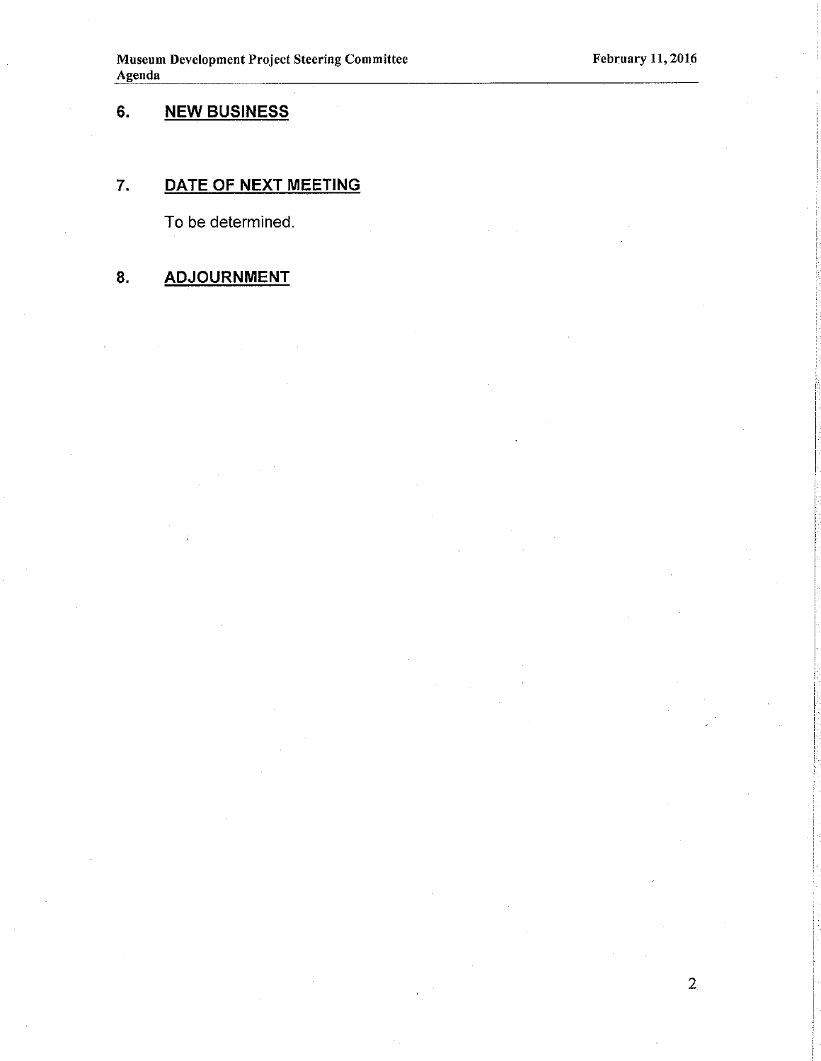## 6. NEW BUSINESS

## 7. DATE OF NEXT MEETING

To be determined.

## 8. ADJOURNMENT